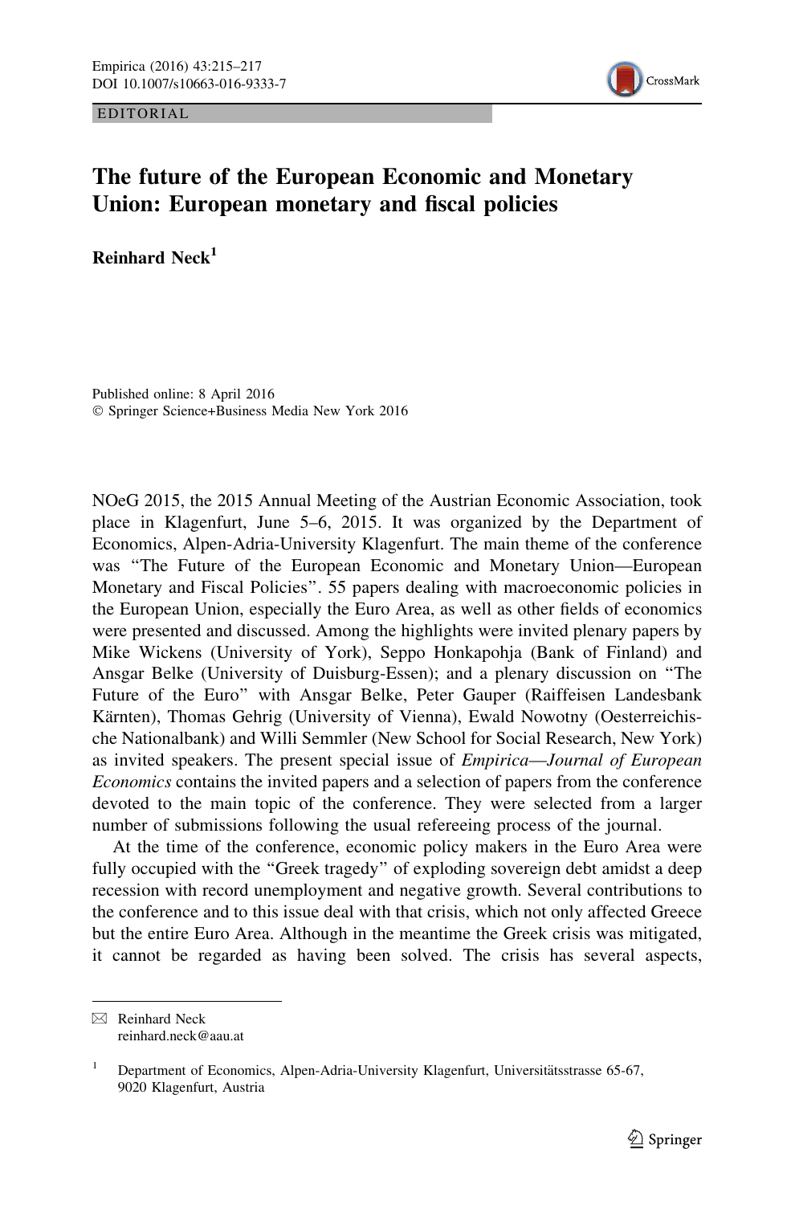EDITORIAL

# The future of the European Economic and Monetary Union: European monetary and fiscal policies

**Reinhard Neck**[1]

Published online: 8 April 2016
© Springer Science+Business Media New York 2016

NOeG 2015, the 2015 Annual Meeting of the Austrian Economic Association, took place in Klagenfurt, June 5–6, 2015. It was organized by the Department of Economics, Alpen-Adria-University Klagenfurt. The main theme of the conference was "The Future of the European Economic and Monetary Union—European Monetary and Fiscal Policies". 55 papers dealing with macroeconomic policies in the European Union, especially the Euro Area, as well as other fields of economics were presented and discussed. Among the highlights were invited plenary papers by Mike Wickens (University of York), Seppo Honkapohja (Bank of Finland) and Ansgar Belke (University of Duisburg-Essen); and a plenary discussion on "The Future of the Euro" with Ansgar Belke, Peter Gauper (Raiffeisen Landesbank Kärnten), Thomas Gehrig (University of Vienna), Ewald Nowotny (Oesterreichische Nationalbank) and Willi Semmler (New School for Social Research, New York) as invited speakers. The present special issue of *Empirica—Journal of European Economics* contains the invited papers and a selection of papers from the conference devoted to the main topic of the conference. They were selected from a larger number of submissions following the usual refereeing process of the journal.

At the time of the conference, economic policy makers in the Euro Area were fully occupied with the "Greek tragedy" of exploding sovereign debt amidst a deep recession with record unemployment and negative growth. Several contributions to the conference and to this issue deal with that crisis, which not only affected Greece but the entire Euro Area. Although in the meantime the Greek crisis was mitigated, it cannot be regarded as having been solved. The crisis has several aspects,

---

✉ Reinhard Neck
reinhard.neck@aau.at

[1] Department of Economics, Alpen-Adria-University Klagenfurt, Universitätsstrasse 65-67, 9020 Klagenfurt, Austria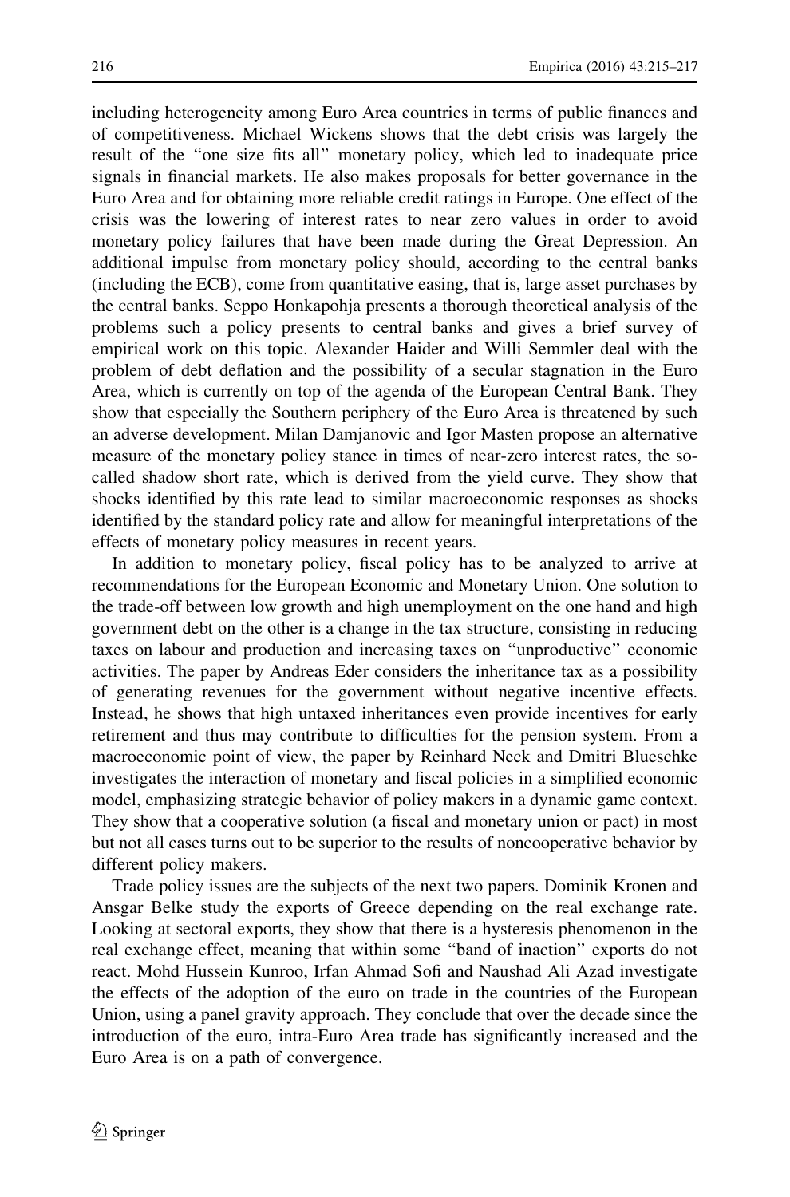including heterogeneity among Euro Area countries in terms of public finances and of competitiveness. Michael Wickens shows that the debt crisis was largely the result of the "one size fits all" monetary policy, which led to inadequate price signals in financial markets. He also makes proposals for better governance in the Euro Area and for obtaining more reliable credit ratings in Europe. One effect of the crisis was the lowering of interest rates to near zero values in order to avoid monetary policy failures that have been made during the Great Depression. An additional impulse from monetary policy should, according to the central banks (including the ECB), come from quantitative easing, that is, large asset purchases by the central banks. Seppo Honkapohja presents a thorough theoretical analysis of the problems such a policy presents to central banks and gives a brief survey of empirical work on this topic. Alexander Haider and Willi Semmler deal with the problem of debt deflation and the possibility of a secular stagnation in the Euro Area, which is currently on top of the agenda of the European Central Bank. They show that especially the Southern periphery of the Euro Area is threatened by such an adverse development. Milan Damjanovic and Igor Masten propose an alternative measure of the monetary policy stance in times of near-zero interest rates, the so-called shadow short rate, which is derived from the yield curve. They show that shocks identified by this rate lead to similar macroeconomic responses as shocks identified by the standard policy rate and allow for meaningful interpretations of the effects of monetary policy measures in recent years.

In addition to monetary policy, fiscal policy has to be analyzed to arrive at recommendations for the European Economic and Monetary Union. One solution to the trade-off between low growth and high unemployment on the one hand and high government debt on the other is a change in the tax structure, consisting in reducing taxes on labour and production and increasing taxes on "unproductive" economic activities. The paper by Andreas Eder considers the inheritance tax as a possibility of generating revenues for the government without negative incentive effects. Instead, he shows that high untaxed inheritances even provide incentives for early retirement and thus may contribute to difficulties for the pension system. From a macroeconomic point of view, the paper by Reinhard Neck and Dmitri Blueschke investigates the interaction of monetary and fiscal policies in a simplified economic model, emphasizing strategic behavior of policy makers in a dynamic game context. They show that a cooperative solution (a fiscal and monetary union or pact) in most but not all cases turns out to be superior to the results of noncooperative behavior by different policy makers.

Trade policy issues are the subjects of the next two papers. Dominik Kronen and Ansgar Belke study the exports of Greece depending on the real exchange rate. Looking at sectoral exports, they show that there is a hysteresis phenomenon in the real exchange effect, meaning that within some "band of inaction" exports do not react. Mohd Hussein Kunroo, Irfan Ahmad Sofi and Naushad Ali Azad investigate the effects of the adoption of the euro on trade in the countries of the European Union, using a panel gravity approach. They conclude that over the decade since the introduction of the euro, intra-Euro Area trade has significantly increased and the Euro Area is on a path of convergence.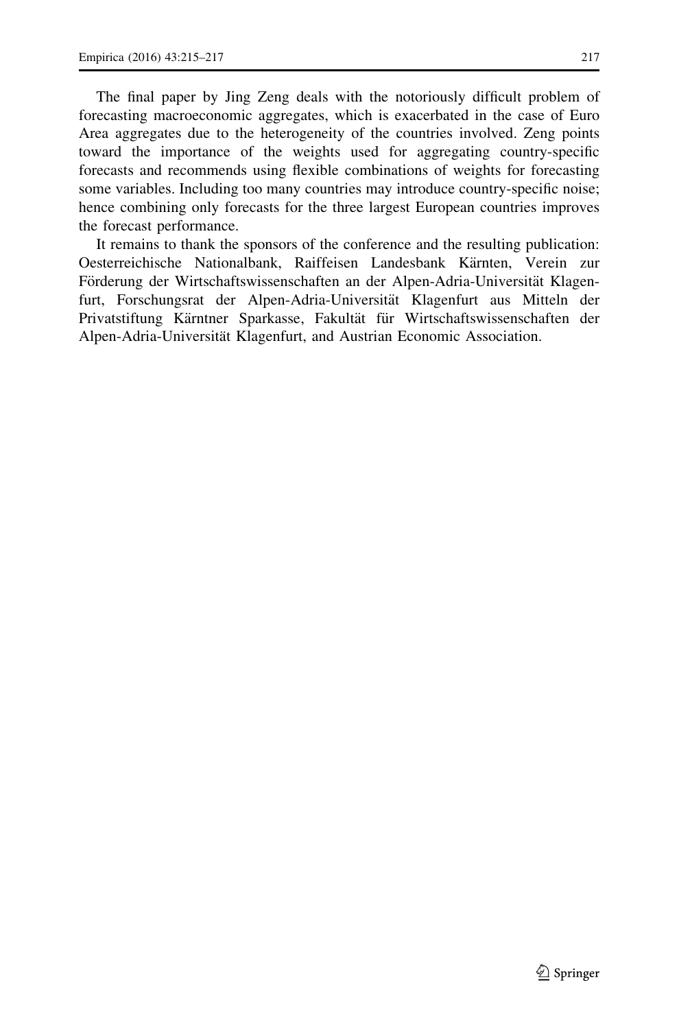The final paper by Jing Zeng deals with the notoriously difficult problem of forecasting macroeconomic aggregates, which is exacerbated in the case of Euro Area aggregates due to the heterogeneity of the countries involved. Zeng points toward the importance of the weights used for aggregating country-specific forecasts and recommends using flexible combinations of weights for forecasting some variables. Including too many countries may introduce country-specific noise; hence combining only forecasts for the three largest European countries improves the forecast performance.

It remains to thank the sponsors of the conference and the resulting publication: Oesterreichische Nationalbank, Raiffeisen Landesbank Kärnten, Verein zur Förderung der Wirtschaftswissenschaften an der Alpen-Adria-Universität Klagenfurt, Forschungsrat der Alpen-Adria-Universität Klagenfurt aus Mitteln der Privatstiftung Kärntner Sparkasse, Fakultät für Wirtschaftswissenschaften der Alpen-Adria-Universität Klagenfurt, and Austrian Economic Association.